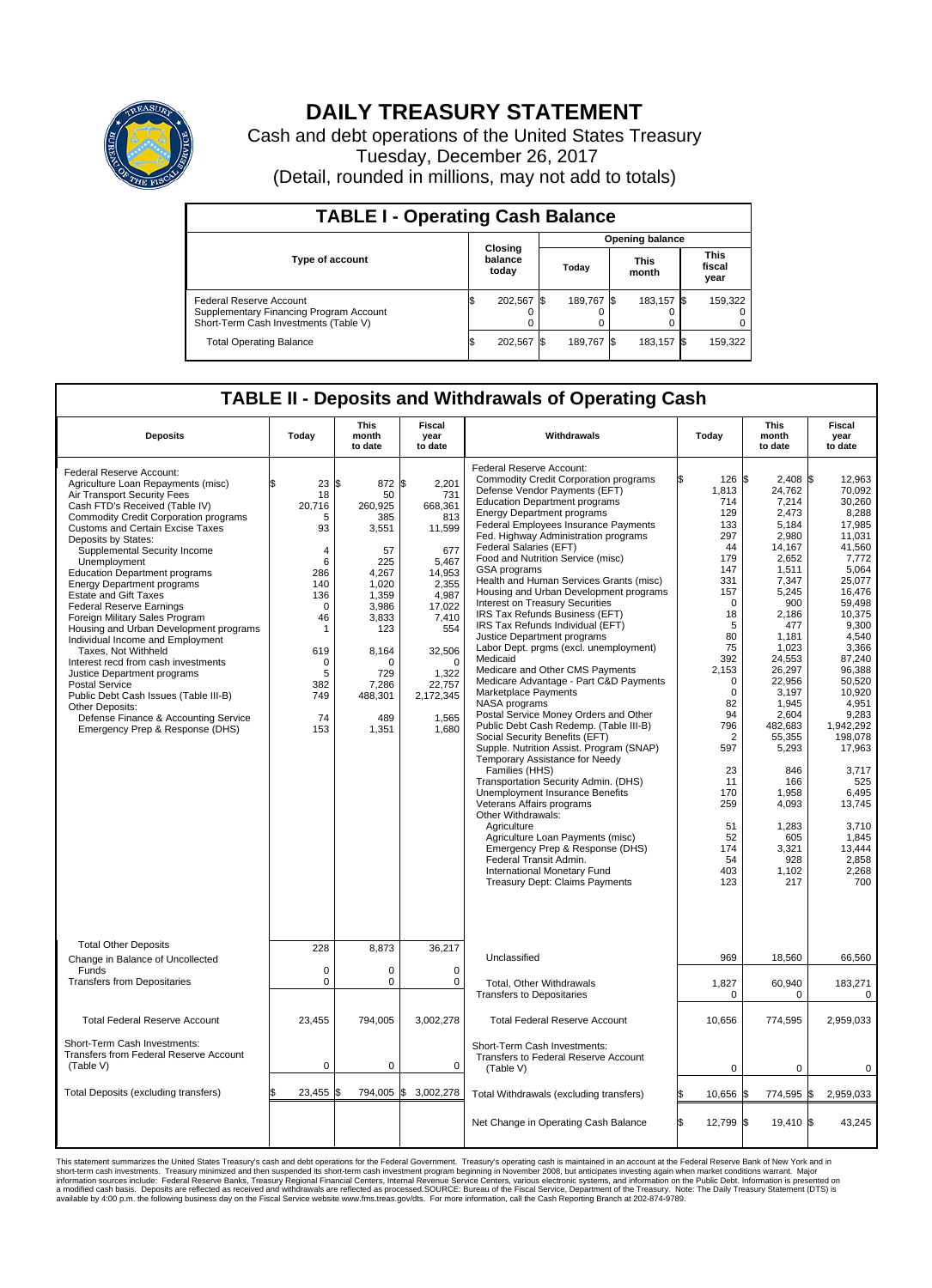# DAILY TREASURY STATEMENT

Cash and debt operations of the United States Treasury

Tuesday, December 26, 2017

(Detail, rounded in millions, may not add to totals)

## TABLE I - Operating Cash Balance

| Type of account | Closing balance today | Opening balance Today | Opening balance This month | Opening balance This fiscal year |
|---|---|---|---|---|
| Federal Reserve Account | $ 202,567 | $ 189,767 | $ 183,157 | $ 159,322 |
| Supplementary Financing Program Account | 0 | 0 | 0 | 0 |
| Short-Term Cash Investments (Table V) | 0 | 0 | 0 | 0 |
| Total Operating Balance | $ 202,567 | $ 189,767 | $ 183,157 | $ 159,322 |

## TABLE II - Deposits and Withdrawals of Operating Cash

| Deposits | Today | This month to date | Fiscal year to date | Withdrawals | Today | This month to date | Fiscal year to date |
|---|---|---|---|---|---|---|---|
| Federal Reserve Account: | | | | Federal Reserve Account: | | | |
| Agriculture Loan Repayments (misc) | $ 23 | $ 872 | $ 2,201 | Commodity Credit Corporation programs | $ 126 | $ 2,408 | $ 12,963 |
| Air Transport Security Fees | 18 | 50 | 731 | Defense Vendor Payments (EFT) | 1,813 | 24,762 | 70,092 |
| Cash FTD's Received (Table IV) | 20,716 | 260,925 | 668,361 | Education Department programs | 714 | 7,214 | 30,260 |
| Commodity Credit Corporation programs | 5 | 385 | 813 | Energy Department programs | 129 | 2,473 | 8,288 |
| Customs and Certain Excise Taxes | 93 | 3,551 | 11,599 | Federal Employees Insurance Payments | 133 | 5,184 | 17,985 |
| Deposits by States: | | | | Fed. Highway Administration programs | 297 | 2,980 | 11,031 |
| Supplemental Security Income | 4 | 57 | 677 | Federal Salaries (EFT) | 44 | 14,167 | 41,560 |
| Unemployment | 6 | 225 | 5,467 | Food and Nutrition Service (misc) | 179 | 2,652 | 7,772 |
| Education Department programs | 286 | 4,267 | 14,953 | GSA programs | 147 | 1,511 | 5,064 |
| Energy Department programs | 140 | 1,020 | 2,355 | Health and Human Services Grants (misc) | 331 | 7,347 | 25,077 |
| Estate and Gift Taxes | 136 | 1,359 | 4,987 | Housing and Urban Development programs | 157 | 5,245 | 16,476 |
| Federal Reserve Earnings | 0 | 3,986 | 17,022 | Interest on Treasury Securities | 0 | 900 | 59,498 |
| Foreign Military Sales Program | 46 | 3,833 | 7,410 | IRS Tax Refunds Business (EFT) | 18 | 2,186 | 10,375 |
| Housing and Urban Development programs | 1 | 123 | 554 | IRS Tax Refunds Individual (EFT) | 5 | 477 | 9,300 |
| Individual Income and Employment | | | | Justice Department programs | 80 | 1,181 | 4,540 |
| Taxes, Not Withheld | 619 | 8,164 | 32,506 | Labor Dept. prgms (excl. unemployment) | 75 | 1,023 | 3,366 |
| Interest recd from cash investments | 0 | 0 | 0 | Medicaid | 392 | 24,553 | 87,240 |
| Justice Department programs | 5 | 729 | 1,322 | Medicare and Other CMS Payments | 2,153 | 26,297 | 96,388 |
| Postal Service | 382 | 7,286 | 22,757 | Medicare Advantage - Part C&D Payments | 0 | 22,956 | 50,520 |
| Public Debt Cash Issues (Table III-B) | 749 | 488,301 | 2,172,345 | Marketplace Payments | 0 | 3,197 | 10,920 |
| Other Deposits: | | | | NASA programs | 82 | 1,945 | 4,951 |
| Defense Finance & Accounting Service | 74 | 489 | 1,565 | Postal Service Money Orders and Other | 94 | 2,604 | 9,283 |
| Emergency Prep & Response (DHS) | 153 | 1,351 | 1,680 | Public Debt Cash Redemp. (Table III-B) | 796 | 482,683 | 1,942,292 |
| | | | | Social Security Benefits (EFT) | 2 | 55,355 | 198,078 |
| | | | | Supple. Nutrition Assist. Program (SNAP) | 597 | 5,293 | 17,963 |
| | | | | Temporary Assistance for Needy Families (HHS) | 23 | 846 | 3,717 |
| | | | | Transportation Security Admin. (DHS) | 11 | 166 | 525 |
| | | | | Unemployment Insurance Benefits | 170 | 1,958 | 6,495 |
| | | | | Veterans Affairs programs | 259 | 4,093 | 13,745 |
| | | | | Other Withdrawals: | | | |
| | | | | Agriculture | 51 | 1,283 | 3,710 |
| | | | | Agriculture Loan Payments (misc) | 52 | 605 | 1,845 |
| | | | | Emergency Prep & Response (DHS) | 174 | 3,321 | 13,444 |
| | | | | Federal Transit Admin. | 54 | 928 | 2,858 |
| | | | | International Monetary Fund | 403 | 1,102 | 2,268 |
| | | | | Treasury Dept: Claims Payments | 123 | 217 | 700 |
| Total Other Deposits | 228 | 8,873 | 36,217 | Unclassified | 969 | 18,560 | 66,560 |
| Change in Balance of Uncollected Funds | 0 | 0 | 0 | | | | |
| Transfers from Depositaries | 0 | 0 | 0 | Total, Other Withdrawals | 1,827 | 60,940 | 183,271 |
| | | | | Transfers to Depositaries | 0 | 0 | 0 |
| Total Federal Reserve Account | 23,455 | 794,005 | 3,002,278 | Total Federal Reserve Account | 10,656 | 774,595 | 2,959,033 |
| Short-Term Cash Investments: Transfers from Federal Reserve Account (Table V) | 0 | 0 | 0 | Short-Term Cash Investments: Transfers to Federal Reserve Account (Table V) | 0 | 0 | 0 |
| Total Deposits (excluding transfers) | $ 23,455 | $ 794,005 | $ 3,002,278 | Total Withdrawals (excluding transfers) | $ 10,656 | $ 774,595 | $ 2,959,033 |
| | | | | Net Change in Operating Cash Balance | $ 12,799 | $ 19,410 | $ 43,245 |

This statement summarizes the United States Treasury's cash and debt operations for the Federal Government. Treasury's operating cash is maintained in an account at the Federal Reserve Bank of New York and in short-term cash investments. Treasury minimized and then suspended its short-term cash investment program beginning in November 2008, but anticipates investing again when market conditions warrant. Major information sources include: Federal Reserve Banks, Treasury Regional Financial Centers, Internal Revenue Service Centers, various electronic systems, and information on the Public Debt. Information is presented on a modified cash basis. Deposits are reflected as received and withdrawals are reflected as processed.SOURCE: Bureau of the Fiscal Service, Department of the Treasury. Note: The Daily Treasury Statement (DTS) is available by 4:00 p.m. the following business day on the Fiscal Service website www.fms.treas.gov/dts. For more information, call the Cash Reporting Branch at 202-874-9789.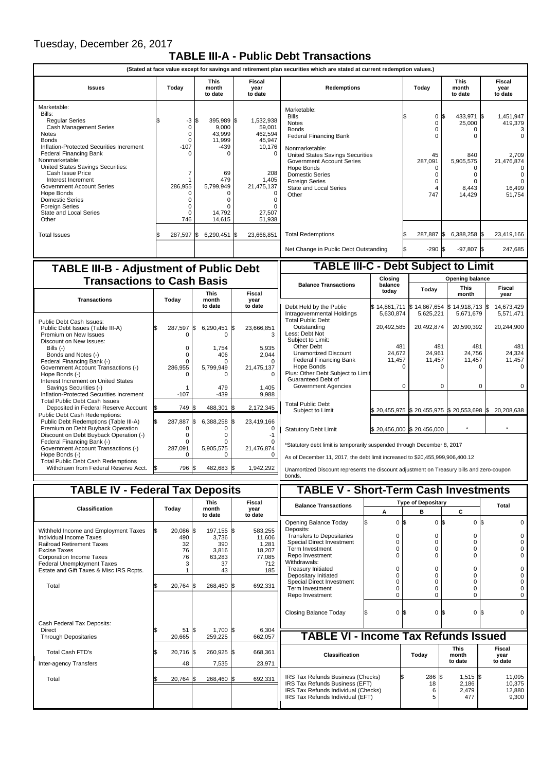Tuesday, December 26, 2017

# TABLE III-A - Public Debt Transactions

(Stated at face value except for savings and retirement plan securities which are stated at current redemption values.)

| Issues | Today | This month to date | Fiscal year to date | Redemptions | Today | This month to date | Fiscal year to date |
|---|---|---|---|---|---|---|---|
| Marketable: | | | | Marketable: | | | |
| Bills: | | | | Bills | $ 0 | $ 433,971 | $ 1,451,947 |
| Regular Series | $ -3 | $ 395,989 | $ 1,532,938 | Notes | 0 | 25,000 | 419,379 |
| Cash Management Series | 0 | 9,000 | 59,001 | Bonds | 0 | 0 | 3 |
| Notes | 0 | 43,999 | 462,594 | Federal Financing Bank | 0 | 0 | 0 |
| Bonds | 0 | 11,999 | 45,947 | | | | |
| Inflation-Protected Securities Increment | -107 | -439 | 10,176 | Nonmarketable: | | | |
| Federal Financing Bank | 0 | 0 | 0 | United States Savings Securities | 45 | 840 | 2,709 |
| Nonmarketable: | | | | Government Account Series | 287,091 | 5,905,575 | 21,476,874 |
| United States Savings Securities: | | | | Hope Bonds | 0 | 0 | 0 |
| Cash Issue Price | 7 | 69 | 208 | Domestic Series | 0 | 0 | 0 |
| Interest Increment | 1 | 479 | 1,405 | Foreign Series | 0 | 0 | 0 |
| Government Account Series | 286,955 | 5,799,949 | 21,475,137 | State and Local Series | 4 | 8,443 | 16,499 |
| Hope Bonds | 0 | 0 | 0 | Other | 747 | 14,429 | 51,754 |
| Domestic Series | 0 | 0 | 0 | | | | |
| Foreign Series | 0 | 0 | 0 | | | | |
| State and Local Series | 0 | 14,792 | 27,507 | | | | |
| Other | 746 | 14,615 | 51,938 | | | | |
| Total Issues | $ 287,597 | $ 6,290,451 | $ 23,666,851 | Total Redemptions | $ 287,887 | $ 6,388,258 | $ 23,419,166 |
| | | | | Net Change in Public Debt Outstanding | $ -290 | $ -97,807 | $ 247,685 |

# TABLE III-B - Adjustment of Public Debt Transactions to Cash Basis

| Transactions | Today | This month to date | Fiscal year to date |
|---|---|---|---|
| Public Debt Cash Issues: | | | |
| Public Debt Issues (Table III-A) | $ 287,597 | $ 6,290,451 | $ 23,666,851 |
| Premium on New Issues | 0 | 0 | 3 |
| Discount on New Issues: | | | |
| Bills (-) | 0 | 1,754 | 5,935 |
| Bonds and Notes (-) | 0 | 406 | 2,044 |
| Federal Financing Bank (-) | 0 | 0 | 0 |
| Government Account Transactions (-) | 286,955 | 5,799,949 | 21,475,137 |
| Hope Bonds (-) | 0 | 0 | 0 |
| Interest Increment on United States Savings Securities (-) | 1 | 479 | 1,405 |
| Inflation-Protected Securities Increment | -107 | -439 | 9,988 |
| Total Public Debt Cash Issues Deposited in Federal Reserve Account | $ 749 | $ 488,301 | $ 2,172,345 |
| Public Debt Cash Redemptions: | | | |
| Public Debt Redemptions (Table III-A) | $ 287,887 | $ 6,388,258 | $ 23,419,166 |
| Premium on Debt Buyback Operation | 0 | 0 | 0 |
| Discount on Debt Buyback Operation (-) | 0 | 0 | -1 |
| Federal Financing Bank (-) | 0 | 0 | 0 |
| Government Account Transactions (-) | 287,091 | 5,905,575 | 21,476,874 |
| Hope Bonds (-) | 0 | 0 | 0 |
| Total Public Debt Cash Redemptions Withdrawn from Federal Reserve Acct. | $ 796 | $ 482,683 | $ 1,942,292 |

# TABLE III-C - Debt Subject to Limit

| Balance Transactions | Closing balance today | Opening balance Today | Opening balance This month | Opening balance Fiscal year |
|---|---|---|---|---|
| Debt Held by the Public | $ 14,861,711 | $ 14,867,654 | $ 14,918,713 | $ 14,673,429 |
| Intragovernmental Holdings | 5,630,874 | 5,625,221 | 5,671,679 | 5,571,471 |
| Total Public Debt Outstanding | 20,492,585 | 20,492,874 | 20,590,392 | 20,244,900 |
| Less: Debt Not Subject to Limit: | | | | |
| Other Debt | 481 | 481 | 481 | 481 |
| Unamortized Discount | 24,672 | 24,961 | 24,756 | 24,324 |
| Federal Financing Bank | 11,457 | 11,457 | 11,457 | 11,457 |
| Hope Bonds | 0 | 0 | 0 | 0 |
| Plus: Other Debt Subject to Limit | | | | |
| Guaranteed Debt of Government Agencies | 0 | 0 | 0 | 0 |
| Total Public Debt Subject to Limit | $ 20,455,975 | $ 20,455,975 | $ 20,553,698 | $ 20,208,638 |
| Statutory Debt Limit | $ 20,456,000 | $ 20,456,000 | * | * |

*Statutory debt limit is temporarily suspended through December 8, 2017

As of December 11, 2017, the debt limit increased to $20,455,999,906,400.12

Unamortized Discount represents the discount adjustment on Treasury bills and zero-coupon bonds.

# TABLE IV - Federal Tax Deposits

| Classification | Today | This month to date | Fiscal year to date |
|---|---|---|---|
| Withheld Income and Employment Taxes | $ 20,086 | $ 197,155 | $ 583,255 |
| Individual Income Taxes | 490 | 3,736 | 11,606 |
| Railroad Retirement Taxes | 32 | 390 | 1,281 |
| Excise Taxes | 76 | 3,816 | 18,207 |
| Corporation Income Taxes | 76 | 63,283 | 77,085 |
| Federal Unemployment Taxes | 3 | 37 | 712 |
| Estate and Gift Taxes & Misc IRS Rcpts. | 1 | 43 | 185 |
| Total | $ 20,764 | $ 268,460 | $ 692,331 |
| Cash Federal Tax Deposits: | | | |
| Direct | $ 51 | $ 1,700 | $ 6,304 |
| Through Depositaries | 20,665 | 259,225 | 662,057 |
| Total Cash FTD's | $ 20,716 | $ 260,925 | $ 668,361 |
| Inter-agency Transfers | 48 | 7,535 | 23,971 |
| Total | $ 20,764 | $ 268,460 | $ 692,331 |

# TABLE V - Short-Term Cash Investments

| Balance Transactions | Type of Depositary A | Type of Depositary B | Type of Depositary C | Total |
|---|---|---|---|---|
| Opening Balance Today | $ 0 | $ 0 | $ 0 | $ 0 |
| Deposits: | | | | |
| Transfers to Depositaries | 0 | 0 | 0 | 0 |
| Special Direct Investment | 0 | 0 | 0 | 0 |
| Term Investment | 0 | 0 | 0 | 0 |
| Repo Investment | 0 | 0 | 0 | 0 |
| Withdrawals: | | | | |
| Treasury Initiated | 0 | 0 | 0 | 0 |
| Depositary Initiated | 0 | 0 | 0 | 0 |
| Special Direct Investment | 0 | 0 | 0 | 0 |
| Term Investment | 0 | 0 | 0 | 0 |
| Repo Investment | 0 | 0 | 0 | 0 |
| Closing Balance Today | $ 0 | $ 0 | $ 0 | $ 0 |

# TABLE VI - Income Tax Refunds Issued

| Classification | Today | This month to date | Fiscal year to date |
|---|---|---|---|
| IRS Tax Refunds Business (Checks) | $ 286 | $ 1,515 | $ 11,095 |
| IRS Tax Refunds Business (EFT) | 18 | 2,186 | 10,375 |
| IRS Tax Refunds Individual (Checks) | 6 | 2,479 | 12,880 |
| IRS Tax Refunds Individual (EFT) | 5 | 477 | 9,300 |